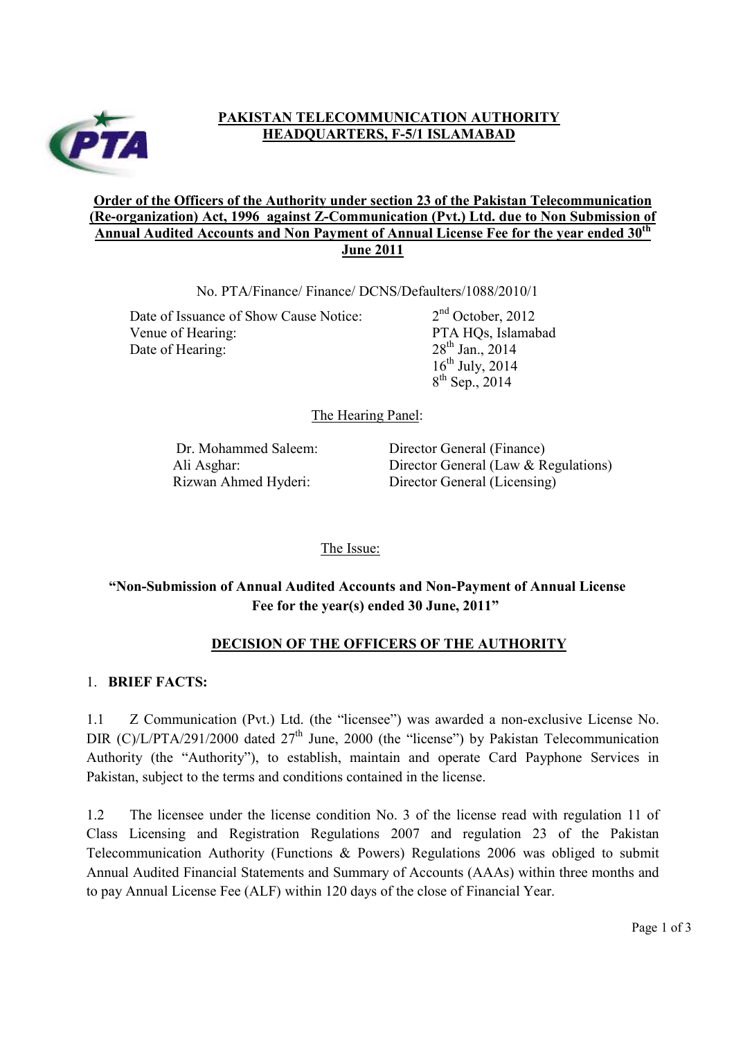**PAKISTAN TELECOMMUNICATION AUTHORITY**
**HEADQUARTERS, F-5/1 ISLAMABAD**

**Order of the Officers of the Authority under section 23 of the Pakistan Telecommunication (Re-organization) Act, 1996 against Z-Communication (Pvt.) Ltd. due to Non Submission of Annual Audited Accounts and Non Payment of Annual License Fee for the year ended 30th June 2011**

No. PTA/Finance/ Finance/ DCNS/Defaulters/1088/2010/1

| | |
|---|---|
| Date of Issuance of Show Cause Notice: | 2nd October, 2012 |
| Venue of Hearing: | PTA HQs, Islamabad |
| Date of Hearing: | 28th Jan., 2014<br>16th July, 2014<br>8th Sep., 2014 |

The Hearing Panel:

| | |
|---|---|
| Dr. Mohammed Saleem: | Director General (Finance) |
| Ali Asghar: | Director General (Law & Regulations) |
| Rizwan Ahmed Hyderi: | Director General (Licensing) |

The Issue:

**"Non-Submission of Annual Audited Accounts and Non-Payment of Annual License Fee for the year(s) ended 30 June, 2011"**

## DECISION OF THE OFFICERS OF THE AUTHORITY

### 1. BRIEF FACTS:

1.1 Z Communication (Pvt.) Ltd. (the "licensee") was awarded a non-exclusive License No. DIR (C)/L/PTA/291/2000 dated 27th June, 2000 (the "license") by Pakistan Telecommunication Authority (the "Authority"), to establish, maintain and operate Card Payphone Services in Pakistan, subject to the terms and conditions contained in the license.

1.2 The licensee under the license condition No. 3 of the license read with regulation 11 of Class Licensing and Registration Regulations 2007 and regulation 23 of the Pakistan Telecommunication Authority (Functions & Powers) Regulations 2006 was obliged to submit Annual Audited Financial Statements and Summary of Accounts (AAAs) within three months and to pay Annual License Fee (ALF) within 120 days of the close of Financial Year.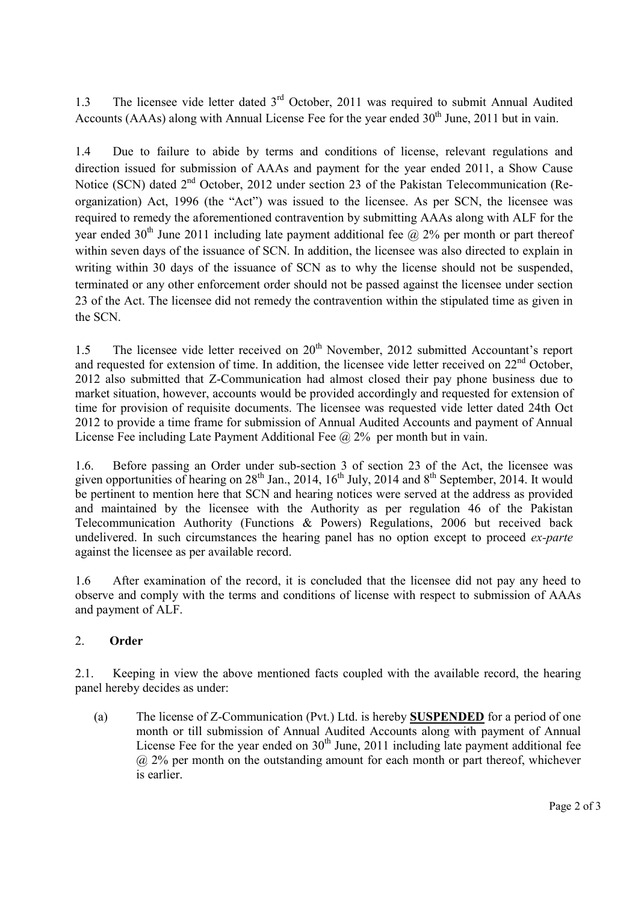1.3 The licensee vide letter dated 3rd October, 2011 was required to submit Annual Audited Accounts (AAAs) along with Annual License Fee for the year ended 30th June, 2011 but in vain.

1.4 Due to failure to abide by terms and conditions of license, relevant regulations and direction issued for submission of AAAs and payment for the year ended 2011, a Show Cause Notice (SCN) dated 2nd October, 2012 under section 23 of the Pakistan Telecommunication (Re-organization) Act, 1996 (the "Act") was issued to the licensee. As per SCN, the licensee was required to remedy the aforementioned contravention by submitting AAAs along with ALF for the year ended 30th June 2011 including late payment additional fee @ 2% per month or part thereof within seven days of the issuance of SCN. In addition, the licensee was also directed to explain in writing within 30 days of the issuance of SCN as to why the license should not be suspended, terminated or any other enforcement order should not be passed against the licensee under section 23 of the Act. The licensee did not remedy the contravention within the stipulated time as given in the SCN.

1.5 The licensee vide letter received on 20th November, 2012 submitted Accountant's report and requested for extension of time. In addition, the licensee vide letter received on 22nd October, 2012 also submitted that Z-Communication had almost closed their pay phone business due to market situation, however, accounts would be provided accordingly and requested for extension of time for provision of requisite documents. The licensee was requested vide letter dated 24th Oct 2012 to provide a time frame for submission of Annual Audited Accounts and payment of Annual License Fee including Late Payment Additional Fee @ 2% per month but in vain.

1.6. Before passing an Order under sub-section 3 of section 23 of the Act, the licensee was given opportunities of hearing on 28th Jan., 2014, 16th July, 2014 and 8th September, 2014. It would be pertinent to mention here that SCN and hearing notices were served at the address as provided and maintained by the licensee with the Authority as per regulation 46 of the Pakistan Telecommunication Authority (Functions & Powers) Regulations, 2006 but received back undelivered. In such circumstances the hearing panel has no option except to proceed *ex-parte* against the licensee as per available record.

1.6 After examination of the record, it is concluded that the licensee did not pay any heed to observe and comply with the terms and conditions of license with respect to submission of AAAs and payment of ALF.

## 2. Order

2.1. Keeping in view the above mentioned facts coupled with the available record, the hearing panel hereby decides as under:

(a) The license of Z-Communication (Pvt.) Ltd. is hereby **SUSPENDED** for a period of one month or till submission of Annual Audited Accounts along with payment of Annual License Fee for the year ended on 30th June, 2011 including late payment additional fee @ 2% per month on the outstanding amount for each month or part thereof, whichever is earlier.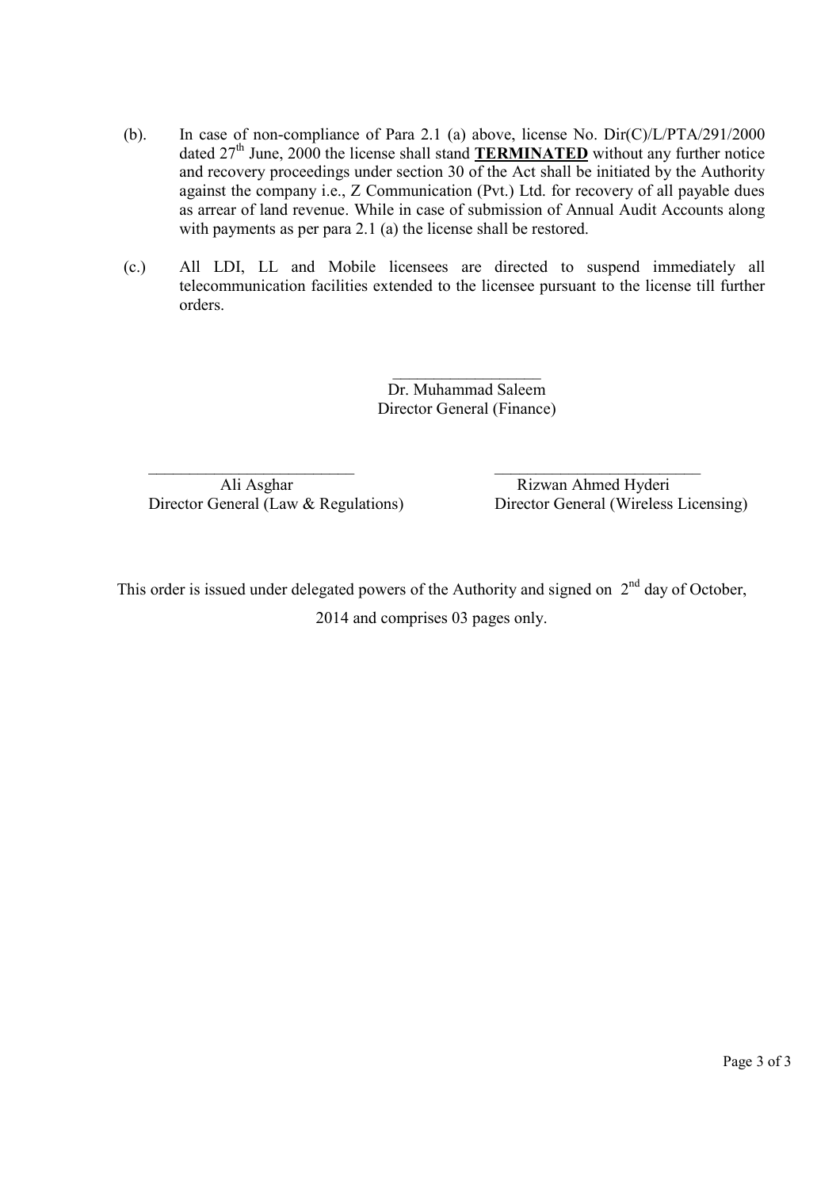(b). In case of non-compliance of Para 2.1 (a) above, license No. Dir(C)/L/PTA/291/2000 dated 27th June, 2000 the license shall stand **TERMINATED** without any further notice and recovery proceedings under section 30 of the Act shall be initiated by the Authority against the company i.e., Z Communication (Pvt.) Ltd. for recovery of all payable dues as arrear of land revenue. While in case of submission of Annual Audit Accounts along with payments as per para 2.1 (a) the license shall be restored.

(c.) All LDI, LL and Mobile licensees are directed to suspend immediately all telecommunication facilities extended to the licensee pursuant to the license till further orders.

Dr. Muhammad Saleem
Director General (Finance)

Ali Asghar
Director General (Law & Regulations)

Rizwan Ahmed Hyderi
Director General (Wireless Licensing)

This order is issued under delegated powers of the Authority and signed on 2nd day of October, 2014 and comprises 03 pages only.